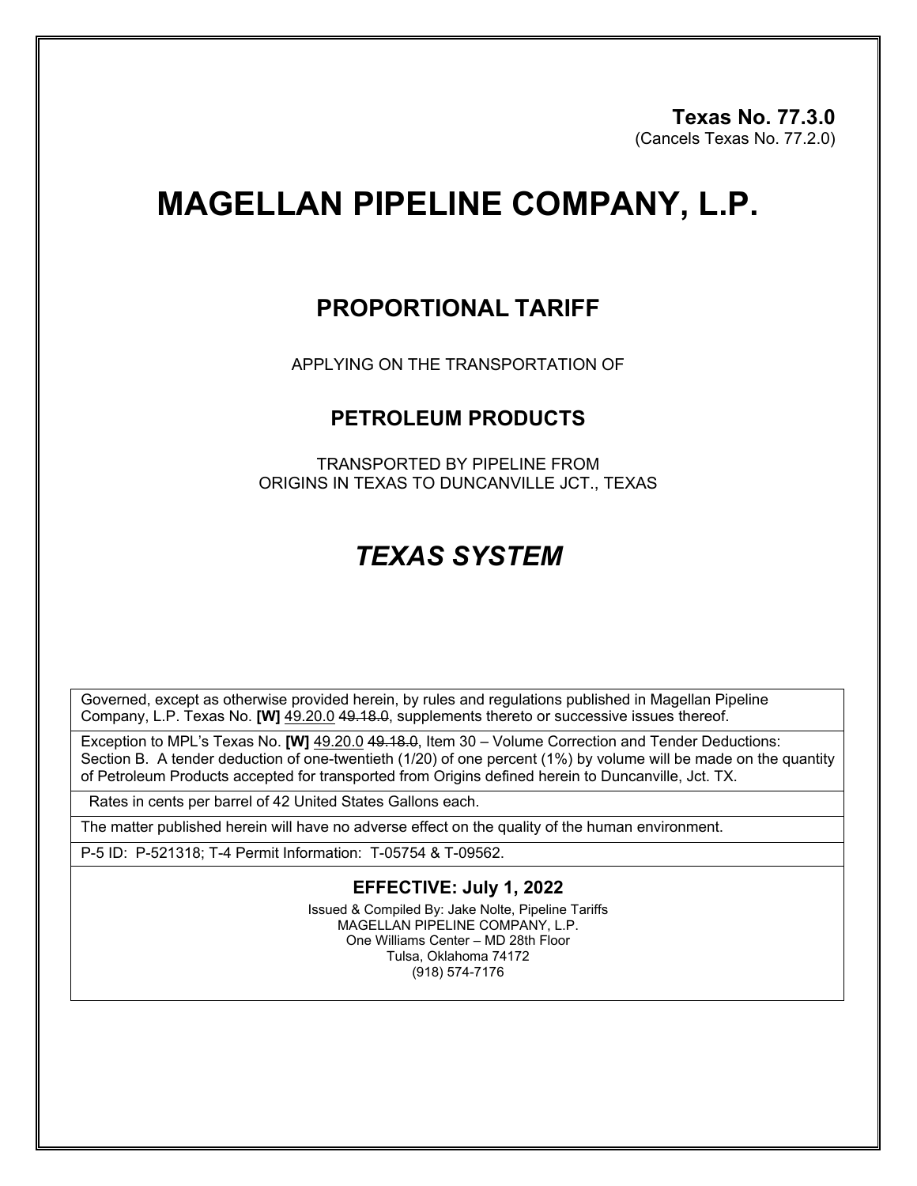**Texas No. 77.3.0**
(Cancels Texas No. 77.2.0)

# MAGELLAN PIPELINE COMPANY, L.P.

## PROPORTIONAL TARIFF

APPLYING ON THE TRANSPORTATION OF

### PETROLEUM PRODUCTS

TRANSPORTED BY PIPELINE FROM
ORIGINS IN TEXAS TO DUNCANVILLE JCT., TEXAS

## *TEXAS SYSTEM*

Governed, except as otherwise provided herein, by rules and regulations published in Magellan Pipeline Company, L.P. Texas No. **[W]** 49.20.0 ~~49.18.0~~, supplements thereto or successive issues thereof.

Exception to MPL's Texas No. **[W]** 49.20.0 ~~49.18.0~~, Item 30 – Volume Correction and Tender Deductions: Section B. A tender deduction of one-twentieth (1/20) of one percent (1%) by volume will be made on the quantity of Petroleum Products accepted for transported from Origins defined herein to Duncanville, Jct. TX.

Rates in cents per barrel of 42 United States Gallons each.

The matter published herein will have no adverse effect on the quality of the human environment.

P-5 ID: P-521318; T-4 Permit Information: T-05754 & T-09562.

**EFFECTIVE: July 1, 2022**

Issued & Compiled By: Jake Nolte, Pipeline Tariffs
MAGELLAN PIPELINE COMPANY, L.P.
One Williams Center – MD 28th Floor
Tulsa, Oklahoma 74172
(918) 574-7176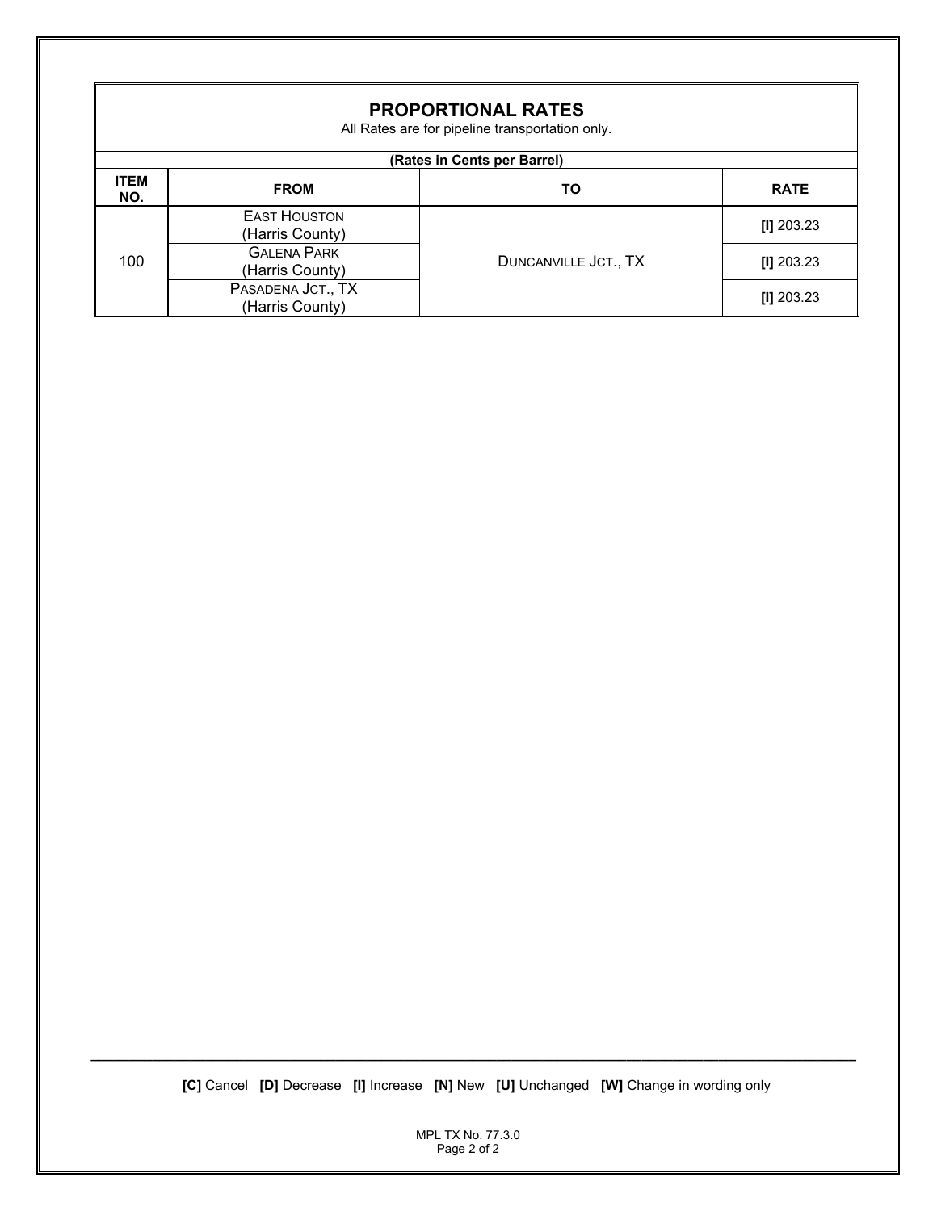## PROPORTIONAL RATES

All Rates are for pipeline transportation only.

(Rates in Cents per Barrel)

| ITEM NO. | FROM | TO | RATE |
|---|---|---|---|
| 100 | EAST HOUSTON (Harris County) | DUNCANVILLE JCT., TX | [I] 203.23 |
| | GALENA PARK (Harris County) | | [I] 203.23 |
| | PASADENA JCT., TX (Harris County) | | [I] 203.23 |

[C] Cancel [D] Decrease [I] Increase [N] New [U] Unchanged [W] Change in wording only

MPL TX No. 77.3.0